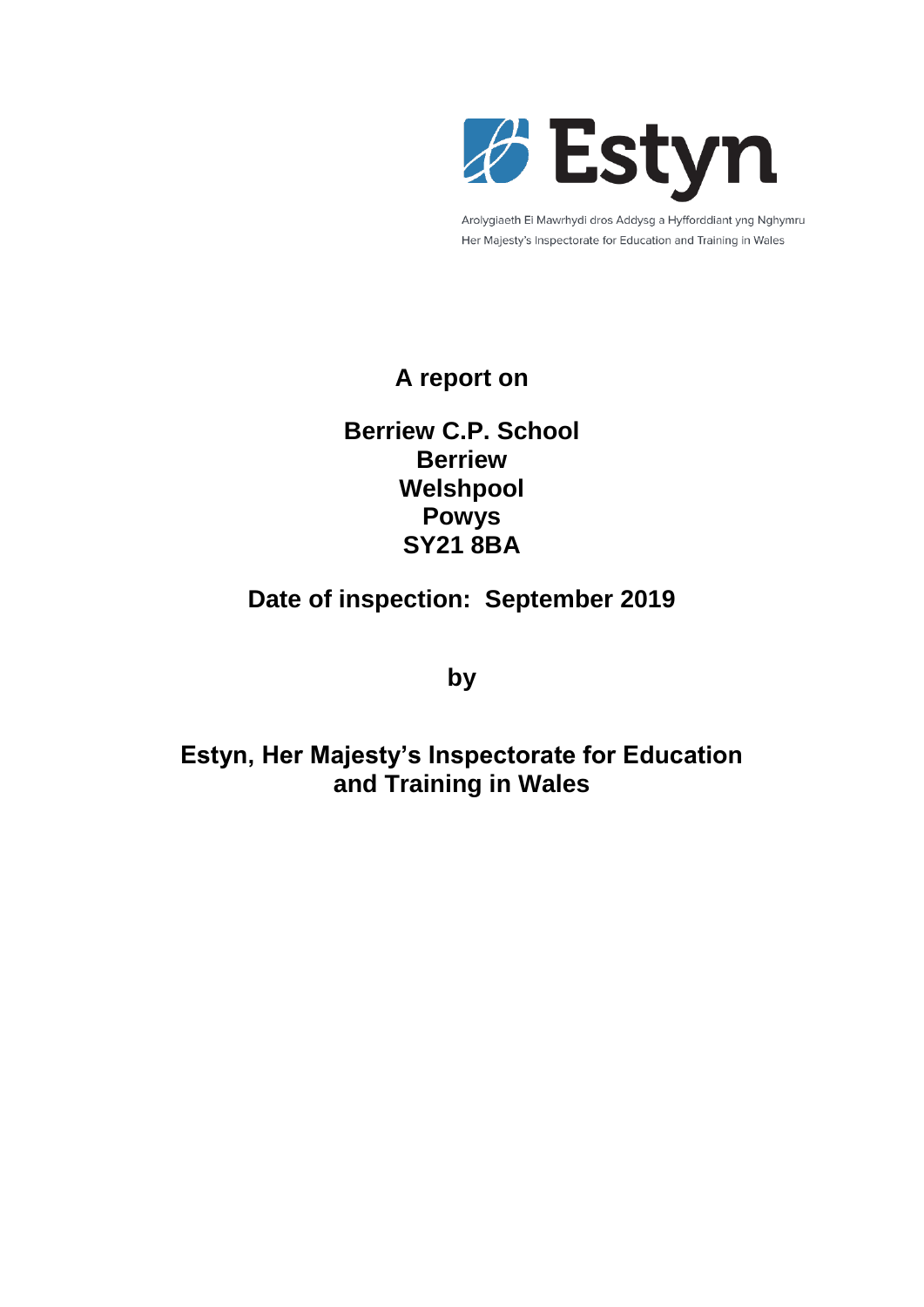Estyn

Arolygiaeth Ei Mawrhydi dros Addysg a Hyfforddiant yng Nghymru
Her Majesty's Inspectorate for Education and Training in Wales

**A report on**

**Berriew C.P. School**
**Berriew**
**Welshpool**
**Powys**
**SY21 8BA**

**Date of inspection: September 2019**

**by**

**Estyn, Her Majesty's Inspectorate for Education and Training in Wales**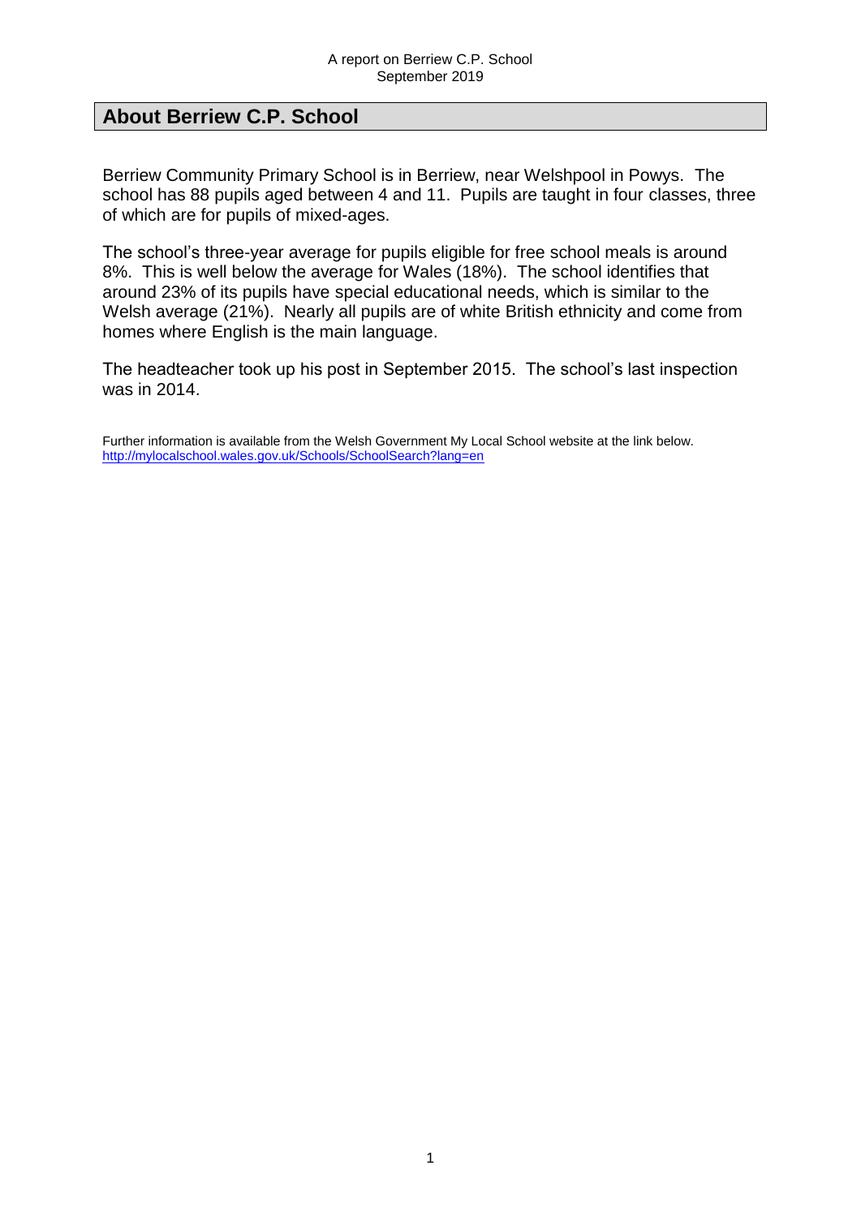## About Berriew C.P. School

Berriew Community Primary School is in Berriew, near Welshpool in Powys. The school has 88 pupils aged between 4 and 11. Pupils are taught in four classes, three of which are for pupils of mixed-ages.

The school's three-year average for pupils eligible for free school meals is around 8%. This is well below the average for Wales (18%). The school identifies that around 23% of its pupils have special educational needs, which is similar to the Welsh average (21%). Nearly all pupils are of white British ethnicity and come from homes where English is the main language.

The headteacher took up his post in September 2015. The school's last inspection was in 2014.

Further information is available from the Welsh Government My Local School website at the link below.
[http://mylocalschool.wales.gov.uk/Schools/SchoolSearch?lang=en](http://mylocalschool.wales.gov.uk/Schools/SchoolSearch?lang=en)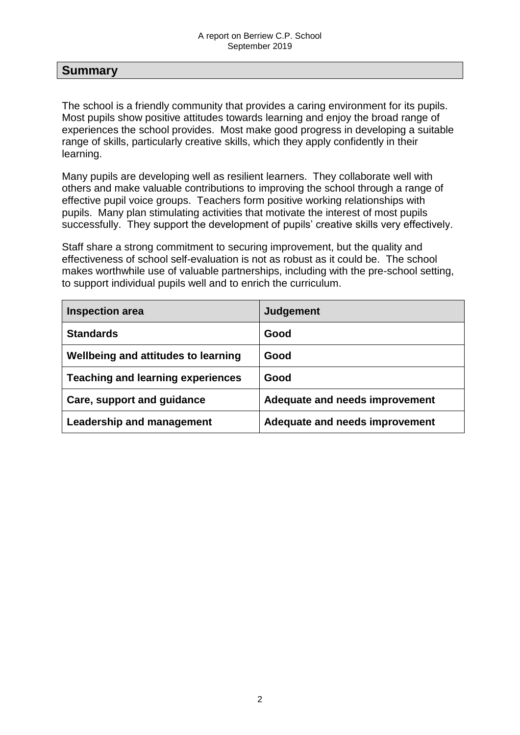## Summary

The school is a friendly community that provides a caring environment for its pupils. Most pupils show positive attitudes towards learning and enjoy the broad range of experiences the school provides. Most make good progress in developing a suitable range of skills, particularly creative skills, which they apply confidently in their learning.

Many pupils are developing well as resilient learners. They collaborate well with others and make valuable contributions to improving the school through a range of effective pupil voice groups. Teachers form positive working relationships with pupils. Many plan stimulating activities that motivate the interest of most pupils successfully. They support the development of pupils' creative skills very effectively.

Staff share a strong commitment to securing improvement, but the quality and effectiveness of school self-evaluation is not as robust as it could be. The school makes worthwhile use of valuable partnerships, including with the pre-school setting, to support individual pupils well and to enrich the curriculum.

| Inspection area | Judgement |
|---|---|
| **Standards** | **Good** |
| **Wellbeing and attitudes to learning** | **Good** |
| **Teaching and learning experiences** | **Good** |
| **Care, support and guidance** | **Adequate and needs improvement** |
| **Leadership and management** | **Adequate and needs improvement** |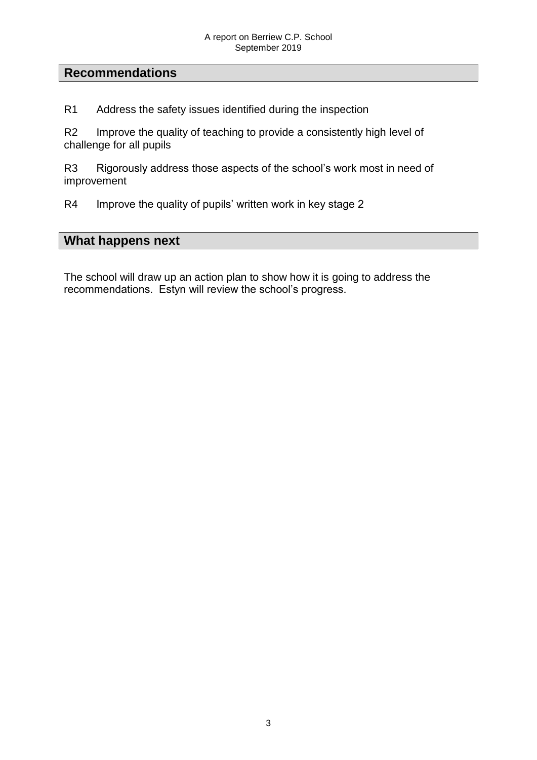## Recommendations

R1 Address the safety issues identified during the inspection

R2 Improve the quality of teaching to provide a consistently high level of challenge for all pupils

R3 Rigorously address those aspects of the school's work most in need of improvement

R4 Improve the quality of pupils' written work in key stage 2

## What happens next

The school will draw up an action plan to show how it is going to address the recommendations. Estyn will review the school's progress.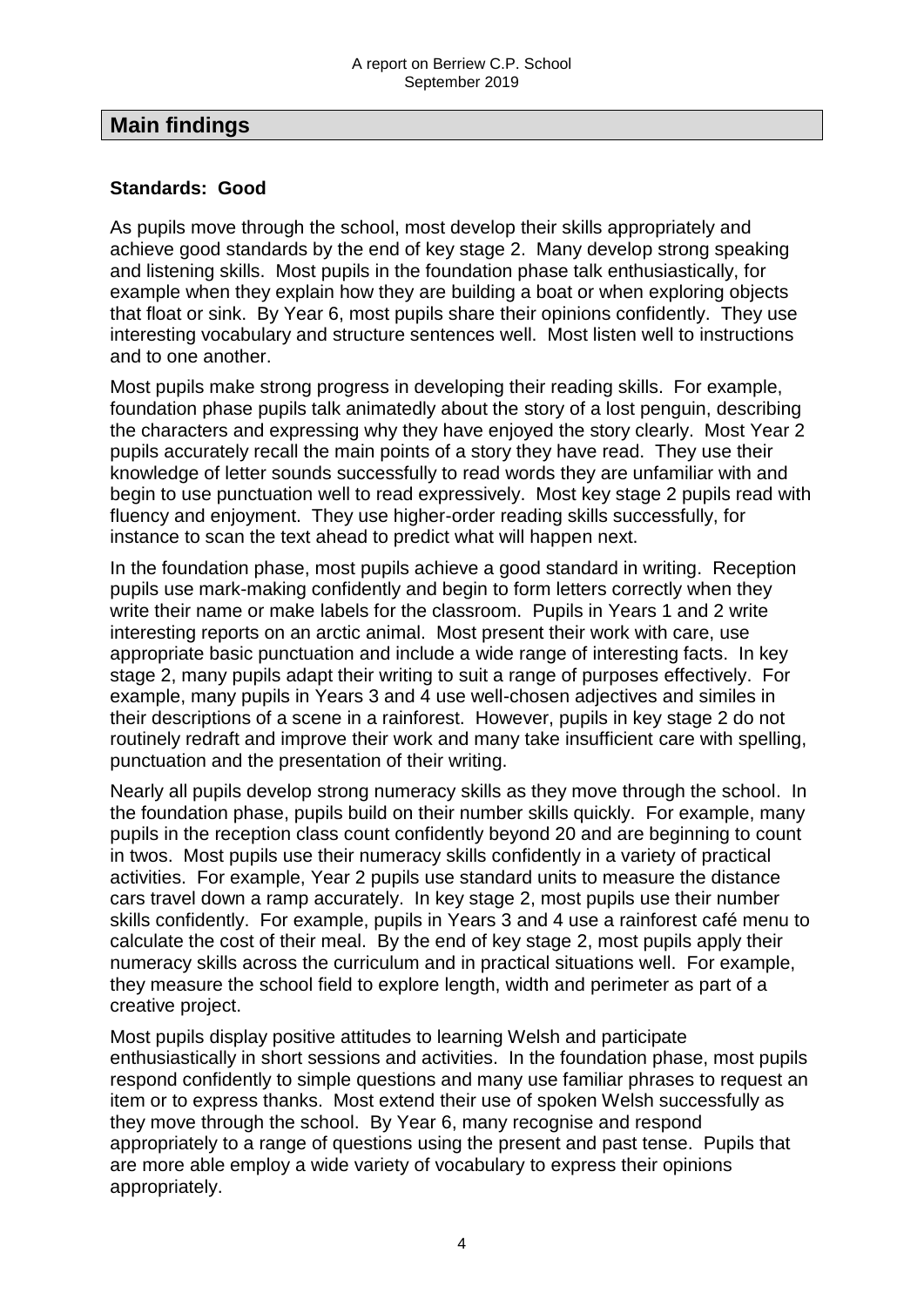## Main findings

### Standards: Good

As pupils move through the school, most develop their skills appropriately and achieve good standards by the end of key stage 2. Many develop strong speaking and listening skills. Most pupils in the foundation phase talk enthusiastically, for example when they explain how they are building a boat or when exploring objects that float or sink. By Year 6, most pupils share their opinions confidently. They use interesting vocabulary and structure sentences well. Most listen well to instructions and to one another.

Most pupils make strong progress in developing their reading skills. For example, foundation phase pupils talk animatedly about the story of a lost penguin, describing the characters and expressing why they have enjoyed the story clearly. Most Year 2 pupils accurately recall the main points of a story they have read. They use their knowledge of letter sounds successfully to read words they are unfamiliar with and begin to use punctuation well to read expressively. Most key stage 2 pupils read with fluency and enjoyment. They use higher-order reading skills successfully, for instance to scan the text ahead to predict what will happen next.

In the foundation phase, most pupils achieve a good standard in writing. Reception pupils use mark-making confidently and begin to form letters correctly when they write their name or make labels for the classroom. Pupils in Years 1 and 2 write interesting reports on an arctic animal. Most present their work with care, use appropriate basic punctuation and include a wide range of interesting facts. In key stage 2, many pupils adapt their writing to suit a range of purposes effectively. For example, many pupils in Years 3 and 4 use well-chosen adjectives and similes in their descriptions of a scene in a rainforest. However, pupils in key stage 2 do not routinely redraft and improve their work and many take insufficient care with spelling, punctuation and the presentation of their writing.

Nearly all pupils develop strong numeracy skills as they move through the school. In the foundation phase, pupils build on their number skills quickly. For example, many pupils in the reception class count confidently beyond 20 and are beginning to count in twos. Most pupils use their numeracy skills confidently in a variety of practical activities. For example, Year 2 pupils use standard units to measure the distance cars travel down a ramp accurately. In key stage 2, most pupils use their number skills confidently. For example, pupils in Years 3 and 4 use a rainforest café menu to calculate the cost of their meal. By the end of key stage 2, most pupils apply their numeracy skills across the curriculum and in practical situations well. For example, they measure the school field to explore length, width and perimeter as part of a creative project.

Most pupils display positive attitudes to learning Welsh and participate enthusiastically in short sessions and activities. In the foundation phase, most pupils respond confidently to simple questions and many use familiar phrases to request an item or to express thanks. Most extend their use of spoken Welsh successfully as they move through the school. By Year 6, many recognise and respond appropriately to a range of questions using the present and past tense. Pupils that are more able employ a wide variety of vocabulary to express their opinions appropriately.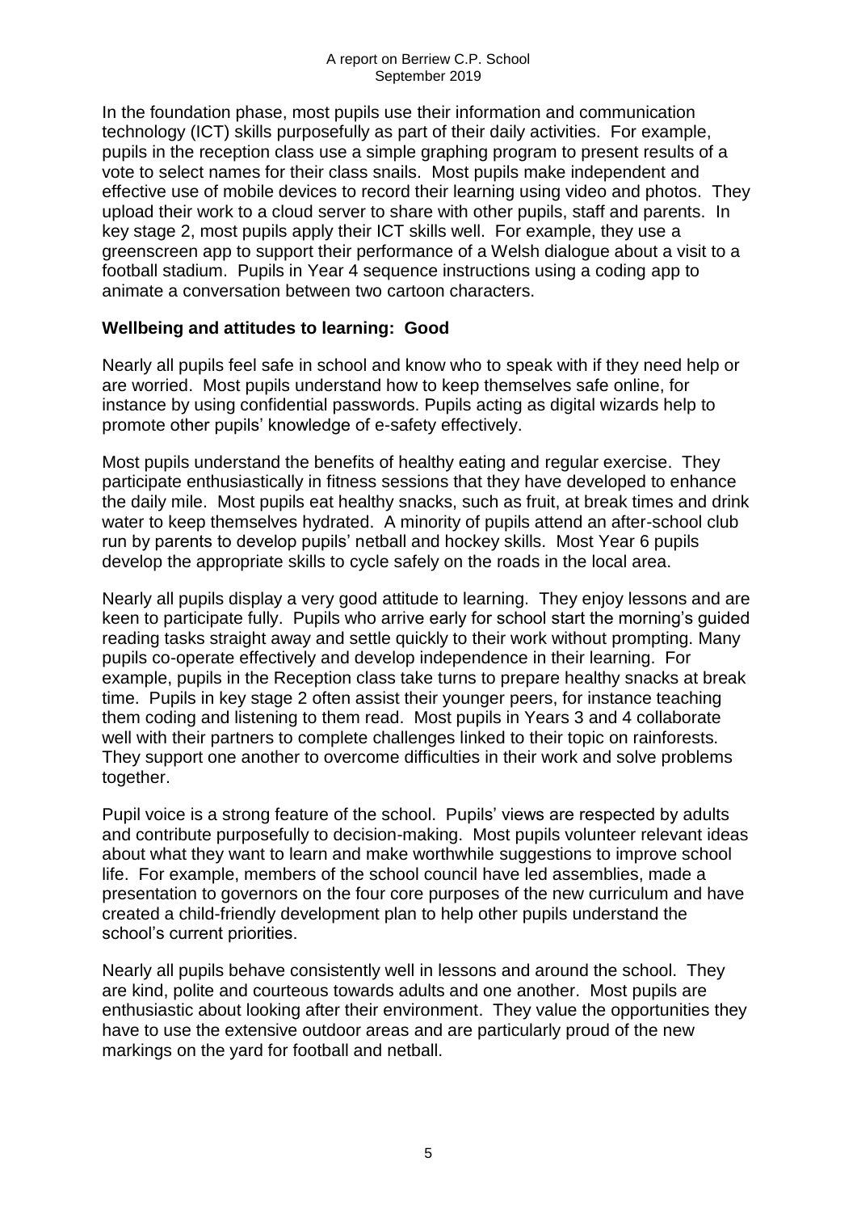In the foundation phase, most pupils use their information and communication technology (ICT) skills purposefully as part of their daily activities. For example, pupils in the reception class use a simple graphing program to present results of a vote to select names for their class snails. Most pupils make independent and effective use of mobile devices to record their learning using video and photos. They upload their work to a cloud server to share with other pupils, staff and parents. In key stage 2, most pupils apply their ICT skills well. For example, they use a greenscreen app to support their performance of a Welsh dialogue about a visit to a football stadium. Pupils in Year 4 sequence instructions using a coding app to animate a conversation between two cartoon characters.

## Wellbeing and attitudes to learning: Good

Nearly all pupils feel safe in school and know who to speak with if they need help or are worried. Most pupils understand how to keep themselves safe online, for instance by using confidential passwords. Pupils acting as digital wizards help to promote other pupils' knowledge of e-safety effectively.

Most pupils understand the benefits of healthy eating and regular exercise. They participate enthusiastically in fitness sessions that they have developed to enhance the daily mile. Most pupils eat healthy snacks, such as fruit, at break times and drink water to keep themselves hydrated. A minority of pupils attend an after-school club run by parents to develop pupils' netball and hockey skills. Most Year 6 pupils develop the appropriate skills to cycle safely on the roads in the local area.

Nearly all pupils display a very good attitude to learning. They enjoy lessons and are keen to participate fully. Pupils who arrive early for school start the morning's guided reading tasks straight away and settle quickly to their work without prompting. Many pupils co-operate effectively and develop independence in their learning. For example, pupils in the Reception class take turns to prepare healthy snacks at break time. Pupils in key stage 2 often assist their younger peers, for instance teaching them coding and listening to them read. Most pupils in Years 3 and 4 collaborate well with their partners to complete challenges linked to their topic on rainforests. They support one another to overcome difficulties in their work and solve problems together.

Pupil voice is a strong feature of the school. Pupils' views are respected by adults and contribute purposefully to decision-making. Most pupils volunteer relevant ideas about what they want to learn and make worthwhile suggestions to improve school life. For example, members of the school council have led assemblies, made a presentation to governors on the four core purposes of the new curriculum and have created a child-friendly development plan to help other pupils understand the school's current priorities.

Nearly all pupils behave consistently well in lessons and around the school. They are kind, polite and courteous towards adults and one another. Most pupils are enthusiastic about looking after their environment. They value the opportunities they have to use the extensive outdoor areas and are particularly proud of the new markings on the yard for football and netball.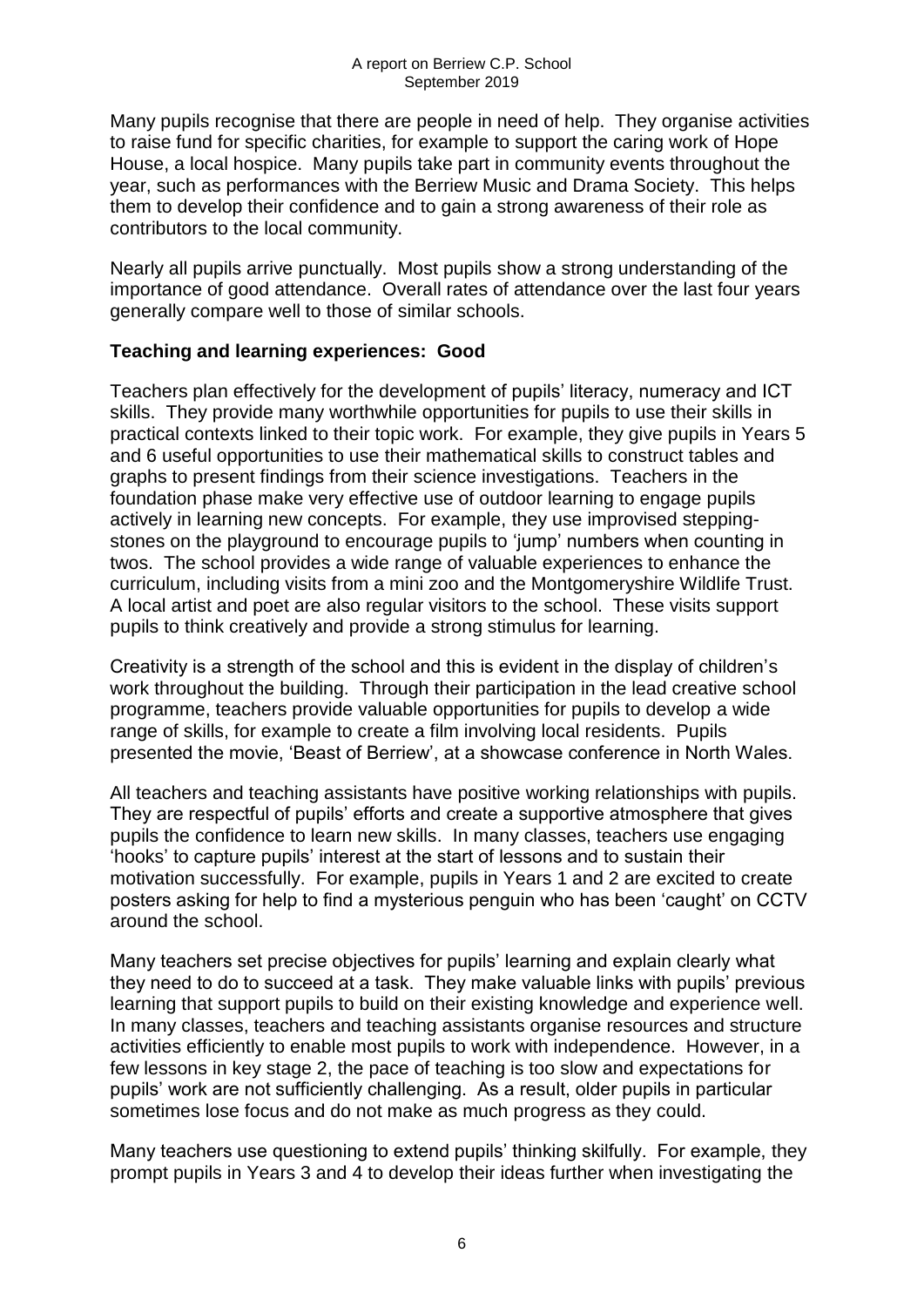Many pupils recognise that there are people in need of help. They organise activities to raise fund for specific charities, for example to support the caring work of Hope House, a local hospice. Many pupils take part in community events throughout the year, such as performances with the Berriew Music and Drama Society. This helps them to develop their confidence and to gain a strong awareness of their role as contributors to the local community.

Nearly all pupils arrive punctually. Most pupils show a strong understanding of the importance of good attendance. Overall rates of attendance over the last four years generally compare well to those of similar schools.

**Teaching and learning experiences: Good**

Teachers plan effectively for the development of pupils' literacy, numeracy and ICT skills. They provide many worthwhile opportunities for pupils to use their skills in practical contexts linked to their topic work. For example, they give pupils in Years 5 and 6 useful opportunities to use their mathematical skills to construct tables and graphs to present findings from their science investigations. Teachers in the foundation phase make very effective use of outdoor learning to engage pupils actively in learning new concepts. For example, they use improvised stepping-stones on the playground to encourage pupils to 'jump' numbers when counting in twos. The school provides a wide range of valuable experiences to enhance the curriculum, including visits from a mini zoo and the Montgomeryshire Wildlife Trust. A local artist and poet are also regular visitors to the school. These visits support pupils to think creatively and provide a strong stimulus for learning.

Creativity is a strength of the school and this is evident in the display of children's work throughout the building. Through their participation in the lead creative school programme, teachers provide valuable opportunities for pupils to develop a wide range of skills, for example to create a film involving local residents. Pupils presented the movie, 'Beast of Berriew', at a showcase conference in North Wales.

All teachers and teaching assistants have positive working relationships with pupils. They are respectful of pupils' efforts and create a supportive atmosphere that gives pupils the confidence to learn new skills. In many classes, teachers use engaging 'hooks' to capture pupils' interest at the start of lessons and to sustain their motivation successfully. For example, pupils in Years 1 and 2 are excited to create posters asking for help to find a mysterious penguin who has been 'caught' on CCTV around the school.

Many teachers set precise objectives for pupils' learning and explain clearly what they need to do to succeed at a task. They make valuable links with pupils' previous learning that support pupils to build on their existing knowledge and experience well. In many classes, teachers and teaching assistants organise resources and structure activities efficiently to enable most pupils to work with independence. However, in a few lessons in key stage 2, the pace of teaching is too slow and expectations for pupils' work are not sufficiently challenging. As a result, older pupils in particular sometimes lose focus and do not make as much progress as they could.

Many teachers use questioning to extend pupils' thinking skilfully. For example, they prompt pupils in Years 3 and 4 to develop their ideas further when investigating the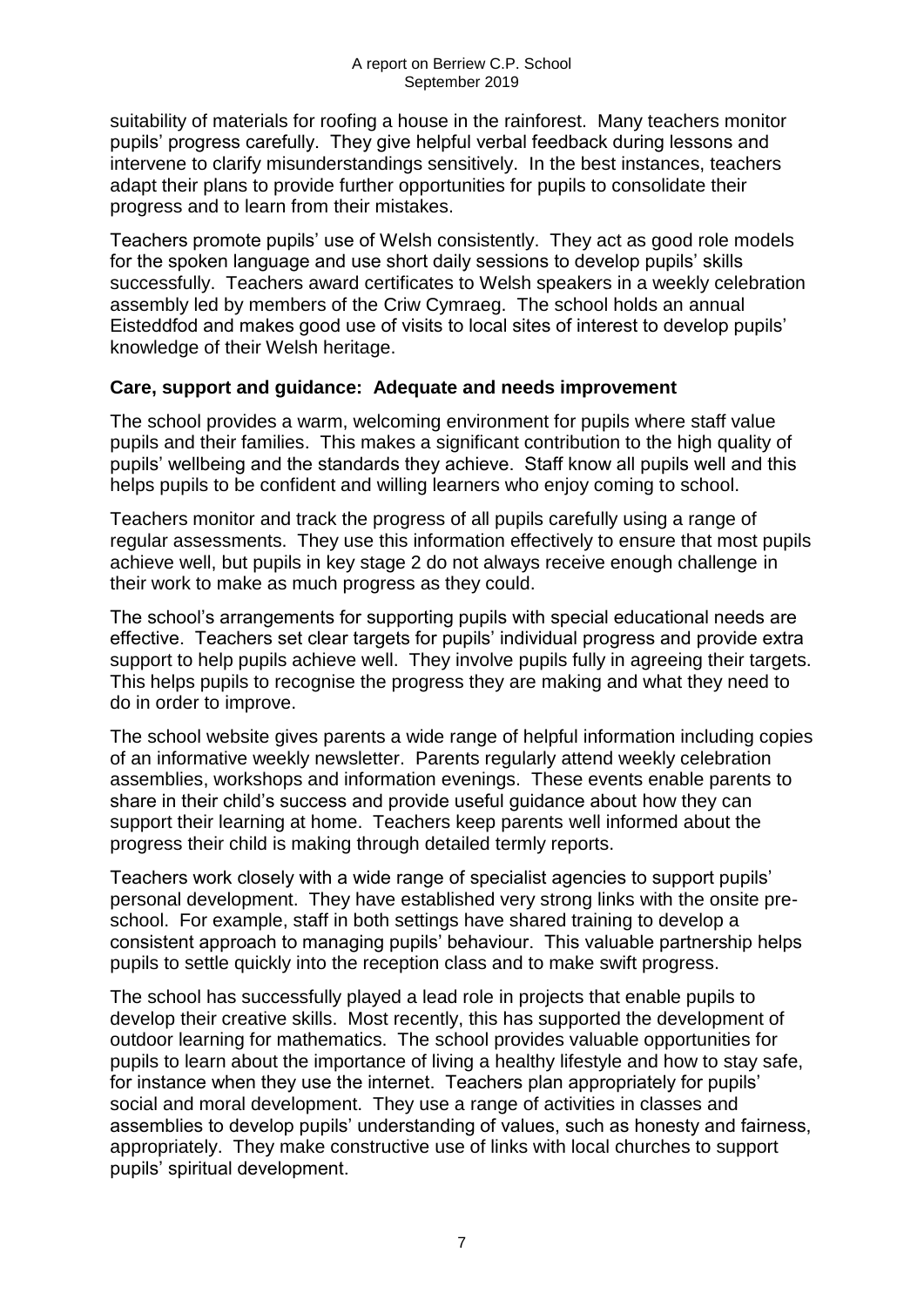suitability of materials for roofing a house in the rainforest. Many teachers monitor pupils' progress carefully. They give helpful verbal feedback during lessons and intervene to clarify misunderstandings sensitively. In the best instances, teachers adapt their plans to provide further opportunities for pupils to consolidate their progress and to learn from their mistakes.

Teachers promote pupils' use of Welsh consistently. They act as good role models for the spoken language and use short daily sessions to develop pupils' skills successfully. Teachers award certificates to Welsh speakers in a weekly celebration assembly led by members of the Criw Cymraeg. The school holds an annual Eisteddfod and makes good use of visits to local sites of interest to develop pupils' knowledge of their Welsh heritage.

### Care, support and guidance: Adequate and needs improvement

The school provides a warm, welcoming environment for pupils where staff value pupils and their families. This makes a significant contribution to the high quality of pupils' wellbeing and the standards they achieve. Staff know all pupils well and this helps pupils to be confident and willing learners who enjoy coming to school.

Teachers monitor and track the progress of all pupils carefully using a range of regular assessments. They use this information effectively to ensure that most pupils achieve well, but pupils in key stage 2 do not always receive enough challenge in their work to make as much progress as they could.

The school's arrangements for supporting pupils with special educational needs are effective. Teachers set clear targets for pupils' individual progress and provide extra support to help pupils achieve well. They involve pupils fully in agreeing their targets. This helps pupils to recognise the progress they are making and what they need to do in order to improve.

The school website gives parents a wide range of helpful information including copies of an informative weekly newsletter. Parents regularly attend weekly celebration assemblies, workshops and information evenings. These events enable parents to share in their child's success and provide useful guidance about how they can support their learning at home. Teachers keep parents well informed about the progress their child is making through detailed termly reports.

Teachers work closely with a wide range of specialist agencies to support pupils' personal development. They have established very strong links with the onsite pre-school. For example, staff in both settings have shared training to develop a consistent approach to managing pupils' behaviour. This valuable partnership helps pupils to settle quickly into the reception class and to make swift progress.

The school has successfully played a lead role in projects that enable pupils to develop their creative skills. Most recently, this has supported the development of outdoor learning for mathematics. The school provides valuable opportunities for pupils to learn about the importance of living a healthy lifestyle and how to stay safe, for instance when they use the internet. Teachers plan appropriately for pupils' social and moral development. They use a range of activities in classes and assemblies to develop pupils' understanding of values, such as honesty and fairness, appropriately. They make constructive use of links with local churches to support pupils' spiritual development.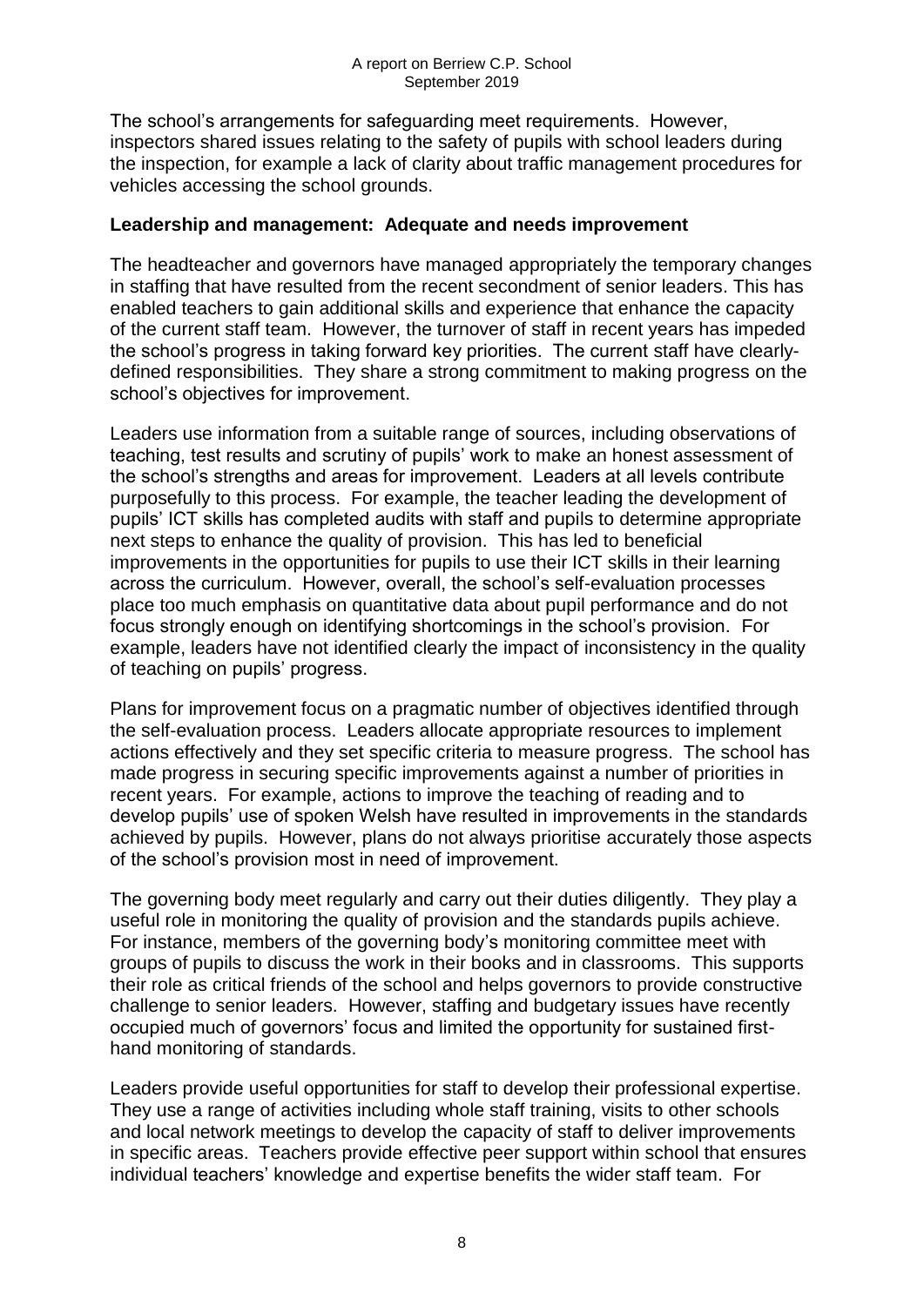The school's arrangements for safeguarding meet requirements. However, inspectors shared issues relating to the safety of pupils with school leaders during the inspection, for example a lack of clarity about traffic management procedures for vehicles accessing the school grounds.

**Leadership and management: Adequate and needs improvement**

The headteacher and governors have managed appropriately the temporary changes in staffing that have resulted from the recent secondment of senior leaders. This has enabled teachers to gain additional skills and experience that enhance the capacity of the current staff team. However, the turnover of staff in recent years has impeded the school's progress in taking forward key priorities. The current staff have clearly-defined responsibilities. They share a strong commitment to making progress on the school's objectives for improvement.

Leaders use information from a suitable range of sources, including observations of teaching, test results and scrutiny of pupils' work to make an honest assessment of the school's strengths and areas for improvement. Leaders at all levels contribute purposefully to this process. For example, the teacher leading the development of pupils' ICT skills has completed audits with staff and pupils to determine appropriate next steps to enhance the quality of provision. This has led to beneficial improvements in the opportunities for pupils to use their ICT skills in their learning across the curriculum. However, overall, the school's self-evaluation processes place too much emphasis on quantitative data about pupil performance and do not focus strongly enough on identifying shortcomings in the school's provision. For example, leaders have not identified clearly the impact of inconsistency in the quality of teaching on pupils' progress.

Plans for improvement focus on a pragmatic number of objectives identified through the self-evaluation process. Leaders allocate appropriate resources to implement actions effectively and they set specific criteria to measure progress. The school has made progress in securing specific improvements against a number of priorities in recent years. For example, actions to improve the teaching of reading and to develop pupils' use of spoken Welsh have resulted in improvements in the standards achieved by pupils. However, plans do not always prioritise accurately those aspects of the school's provision most in need of improvement.

The governing body meet regularly and carry out their duties diligently. They play a useful role in monitoring the quality of provision and the standards pupils achieve. For instance, members of the governing body's monitoring committee meet with groups of pupils to discuss the work in their books and in classrooms. This supports their role as critical friends of the school and helps governors to provide constructive challenge to senior leaders. However, staffing and budgetary issues have recently occupied much of governors' focus and limited the opportunity for sustained first-hand monitoring of standards.

Leaders provide useful opportunities for staff to develop their professional expertise. They use a range of activities including whole staff training, visits to other schools and local network meetings to develop the capacity of staff to deliver improvements in specific areas. Teachers provide effective peer support within school that ensures individual teachers' knowledge and expertise benefits the wider staff team. For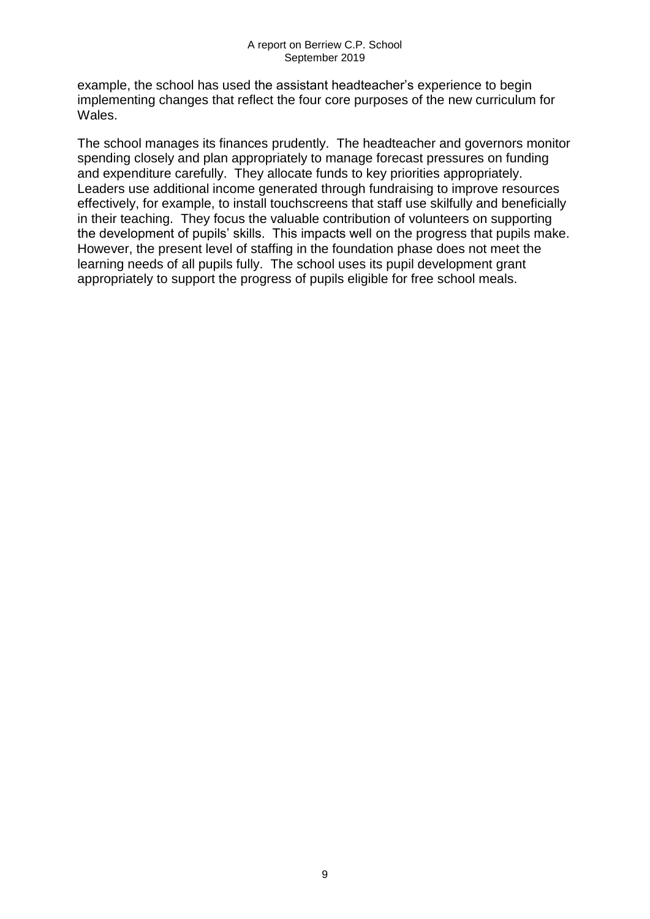example, the school has used the assistant headteacher's experience to begin implementing changes that reflect the four core purposes of the new curriculum for Wales.

The school manages its finances prudently. The headteacher and governors monitor spending closely and plan appropriately to manage forecast pressures on funding and expenditure carefully. They allocate funds to key priorities appropriately. Leaders use additional income generated through fundraising to improve resources effectively, for example, to install touchscreens that staff use skilfully and beneficially in their teaching. They focus the valuable contribution of volunteers on supporting the development of pupils' skills. This impacts well on the progress that pupils make. However, the present level of staffing in the foundation phase does not meet the learning needs of all pupils fully. The school uses its pupil development grant appropriately to support the progress of pupils eligible for free school meals.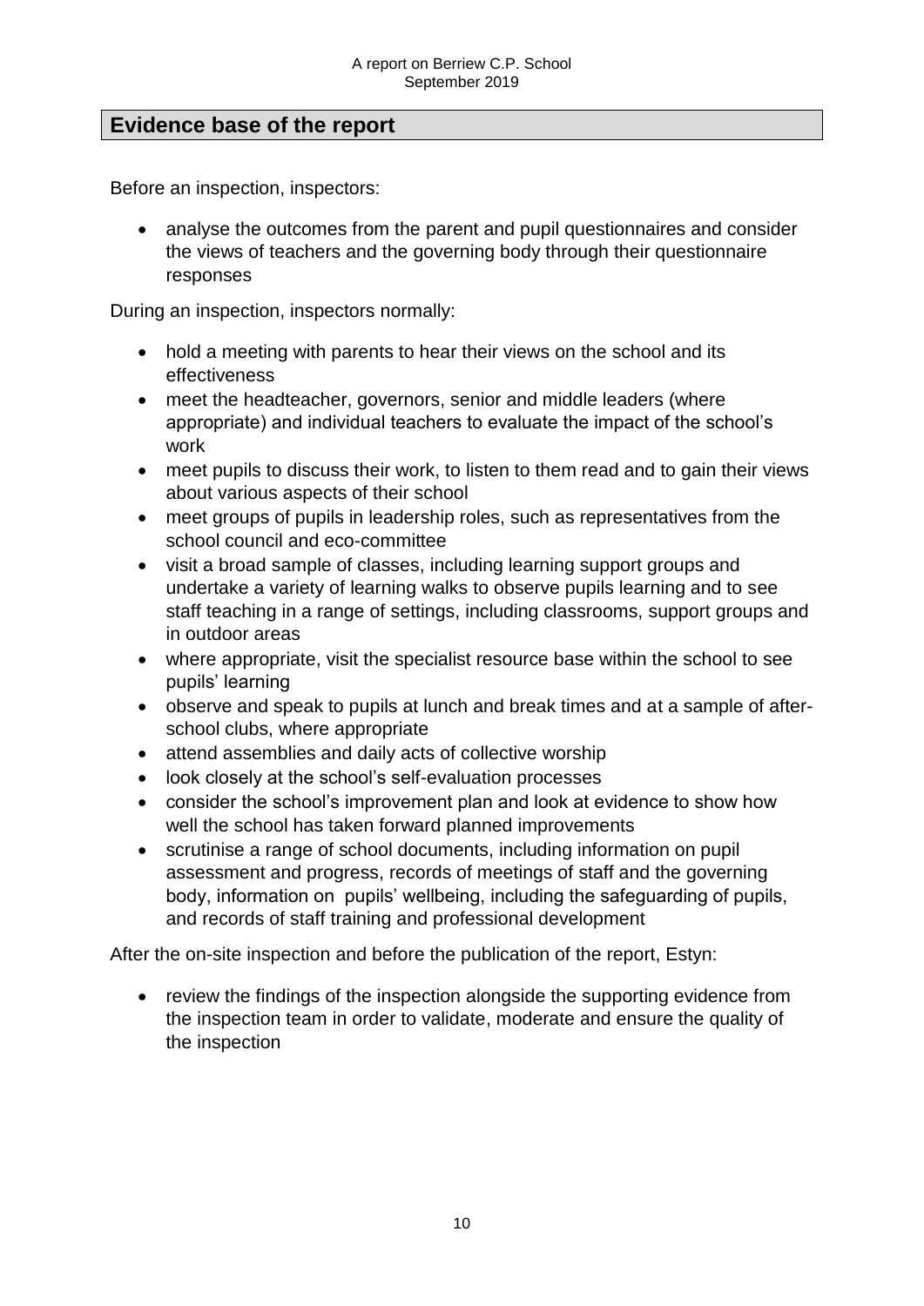## Evidence base of the report

Before an inspection, inspectors:

- analyse the outcomes from the parent and pupil questionnaires and consider the views of teachers and the governing body through their questionnaire responses

During an inspection, inspectors normally:

- hold a meeting with parents to hear their views on the school and its effectiveness
- meet the headteacher, governors, senior and middle leaders (where appropriate) and individual teachers to evaluate the impact of the school's work
- meet pupils to discuss their work, to listen to them read and to gain their views about various aspects of their school
- meet groups of pupils in leadership roles, such as representatives from the school council and eco-committee
- visit a broad sample of classes, including learning support groups and undertake a variety of learning walks to observe pupils learning and to see staff teaching in a range of settings, including classrooms, support groups and in outdoor areas
- where appropriate, visit the specialist resource base within the school to see pupils' learning
- observe and speak to pupils at lunch and break times and at a sample of after-school clubs, where appropriate
- attend assemblies and daily acts of collective worship
- look closely at the school's self-evaluation processes
- consider the school's improvement plan and look at evidence to show how well the school has taken forward planned improvements
- scrutinise a range of school documents, including information on pupil assessment and progress, records of meetings of staff and the governing body, information on pupils' wellbeing, including the safeguarding of pupils, and records of staff training and professional development

After the on-site inspection and before the publication of the report, Estyn:

- review the findings of the inspection alongside the supporting evidence from the inspection team in order to validate, moderate and ensure the quality of the inspection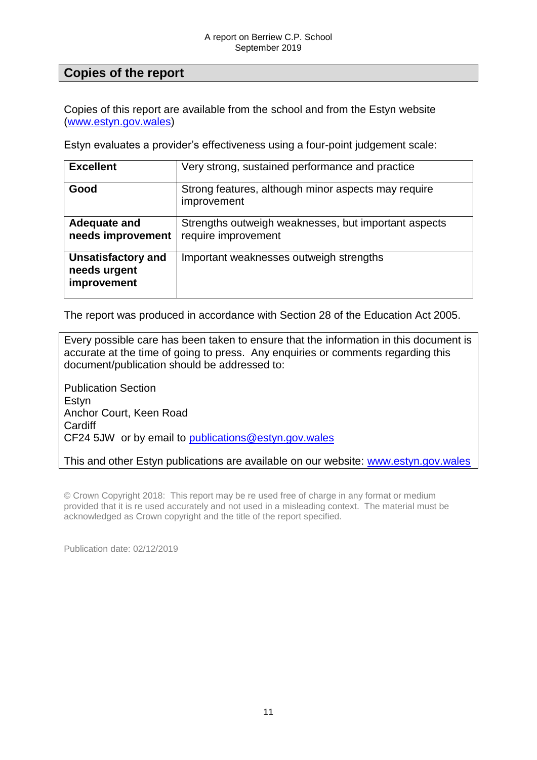## Copies of the report

Copies of this report are available from the school and from the Estyn website ([www.estyn.gov.wales](http://www.estyn.gov.wales))

Estyn evaluates a provider's effectiveness using a four-point judgement scale:

| | |
|---|---|
| **Excellent** | Very strong, sustained performance and practice |
| **Good** | Strong features, although minor aspects may require improvement |
| **Adequate and needs improvement** | Strengths outweigh weaknesses, but important aspects require improvement |
| **Unsatisfactory and needs urgent improvement** | Important weaknesses outweigh strengths |

The report was produced in accordance with Section 28 of the Education Act 2005.

Every possible care has been taken to ensure that the information in this document is accurate at the time of going to press. Any enquiries or comments regarding this document/publication should be addressed to:

Publication Section
Estyn
Anchor Court, Keen Road
Cardiff
CF24 5JW or by email to [publications@estyn.gov.wales](mailto:publications@estyn.gov.wales)

This and other Estyn publications are available on our website: [www.estyn.gov.wales](http://www.estyn.gov.wales)

© Crown Copyright 2018: This report may be re used free of charge in any format or medium provided that it is re used accurately and not used in a misleading context. The material must be acknowledged as Crown copyright and the title of the report specified.

Publication date: 02/12/2019